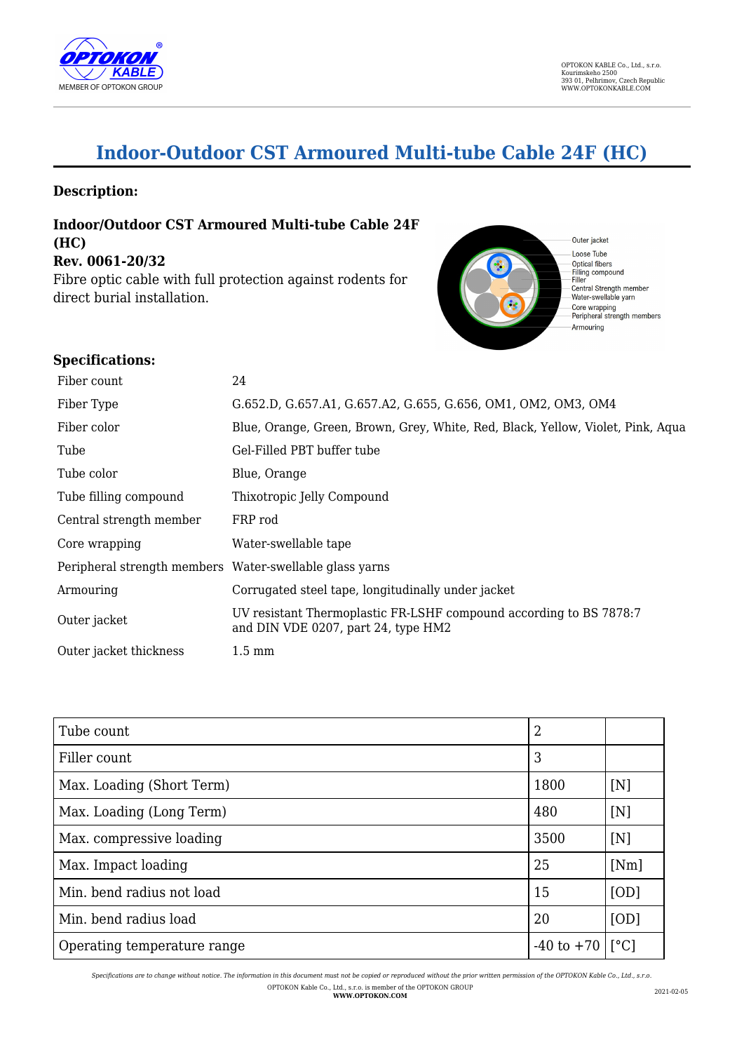# Indoor-Outdoor CST Armoured Multi-tube Cable 24F (HC)

## Description:

**Indoor/Outdoor CST Armoured Multi-tube Cable 24F (HC)**
**Rev. 0061-20/32**
Fibre optic cable with full protection against rodents for direct burial installation.

Outer jacket
Loose Tube
Optical fibers
Filling compound
Filler
Central Strength member
Water-swellable yarn
Core wrapping
Peripheral strength members
Armouring

## Specifications:

| | |
|---|---|
| Fiber count | 24 |
| Fiber Type | G.652.D, G.657.A1, G.657.A2, G.655, G.656, OM1, OM2, OM3, OM4 |
| Fiber color | Blue, Orange, Green, Brown, Grey, White, Red, Black, Yellow, Violet, Pink, Aqua |
| Tube | Gel-Filled PBT buffer tube |
| Tube color | Blue, Orange |
| Tube filling compound | Thixotropic Jelly Compound |
| Central strength member | FRP rod |
| Core wrapping | Water-swellable tape |
| Peripheral strength members | Water-swellable glass yarns |
| Armouring | Corrugated steel tape, longitudinally under jacket |
| Outer jacket | UV resistant Thermoplastic FR-LSHF compound according to BS 7878:7 and DIN VDE 0207, part 24, type HM2 |
| Outer jacket thickness | 1.5 mm |

| | | |
|---|---|---|
| Tube count | 2 | |
| Filler count | 3 | |
| Max. Loading (Short Term) | 1800 | [N] |
| Max. Loading (Long Term) | 480 | [N] |
| Max. compressive loading | 3500 | [N] |
| Max. Impact loading | 25 | [Nm] |
| Min. bend radius not load | 15 | [OD] |
| Min. bend radius load | 20 | [OD] |
| Operating temperature range | -40 to +70 | [°C] |

*Specifications are to change without notice. The information in this document must not be copied or reproduced without the prior written permission of the OPTOKON Kable Co., Ltd., s.r.o.*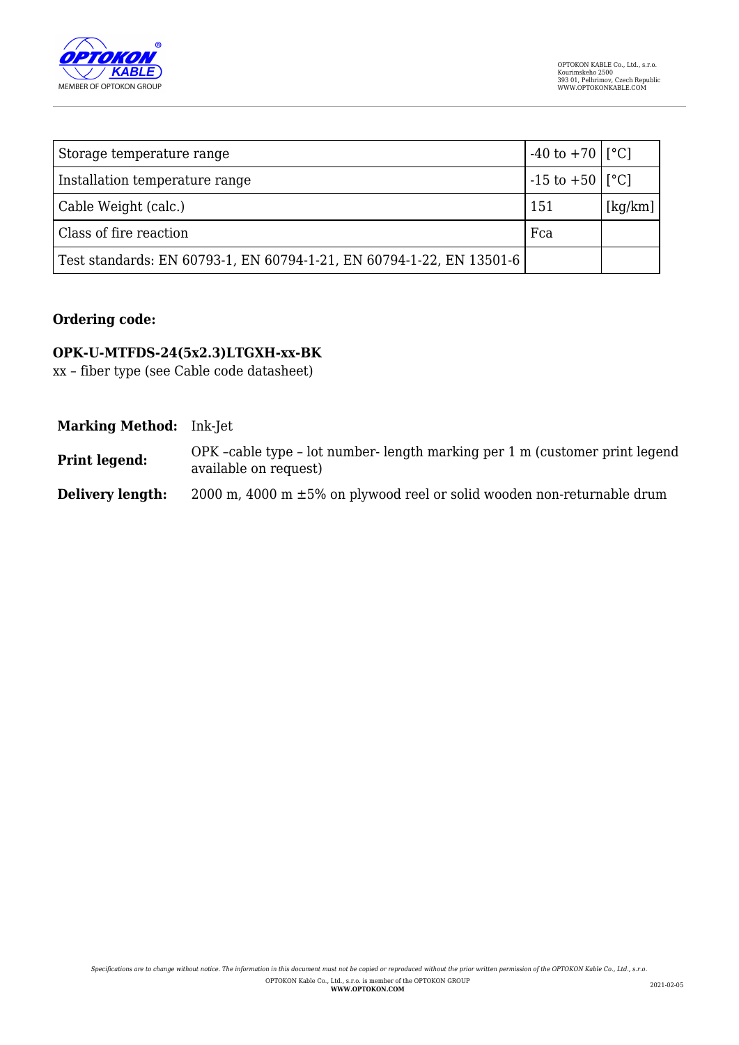| | | |
|---|---|---|
| Storage temperature range | -40 to +70 | [°C] |
| Installation temperature range | -15 to +50 | [°C] |
| Cable Weight (calc.) | 151 | [kg/km] |
| Class of fire reaction | Fca | |
| Test standards: EN 60793-1, EN 60794-1-21, EN 60794-1-22, EN 13501-6 | | |

**Ordering code:**

**OPK-U-MTFDS-24(5x2.3)LTGXH-xx-BK**
xx – fiber type (see Cable code datasheet)

| | |
|---|---|
| **Marking Method:** | Ink-Jet |
| **Print legend:** | OPK –cable type – lot number- length marking per 1 m (customer print legend available on request) |
| **Delivery length:** | 2000 m, 4000 m ±5% on plywood reel or solid wooden non-returnable drum |

*Specifications are to change without notice. The information in this document must not be copied or reproduced without the prior written permission of the OPTOKON Kable Co., Ltd., s.r.o.*